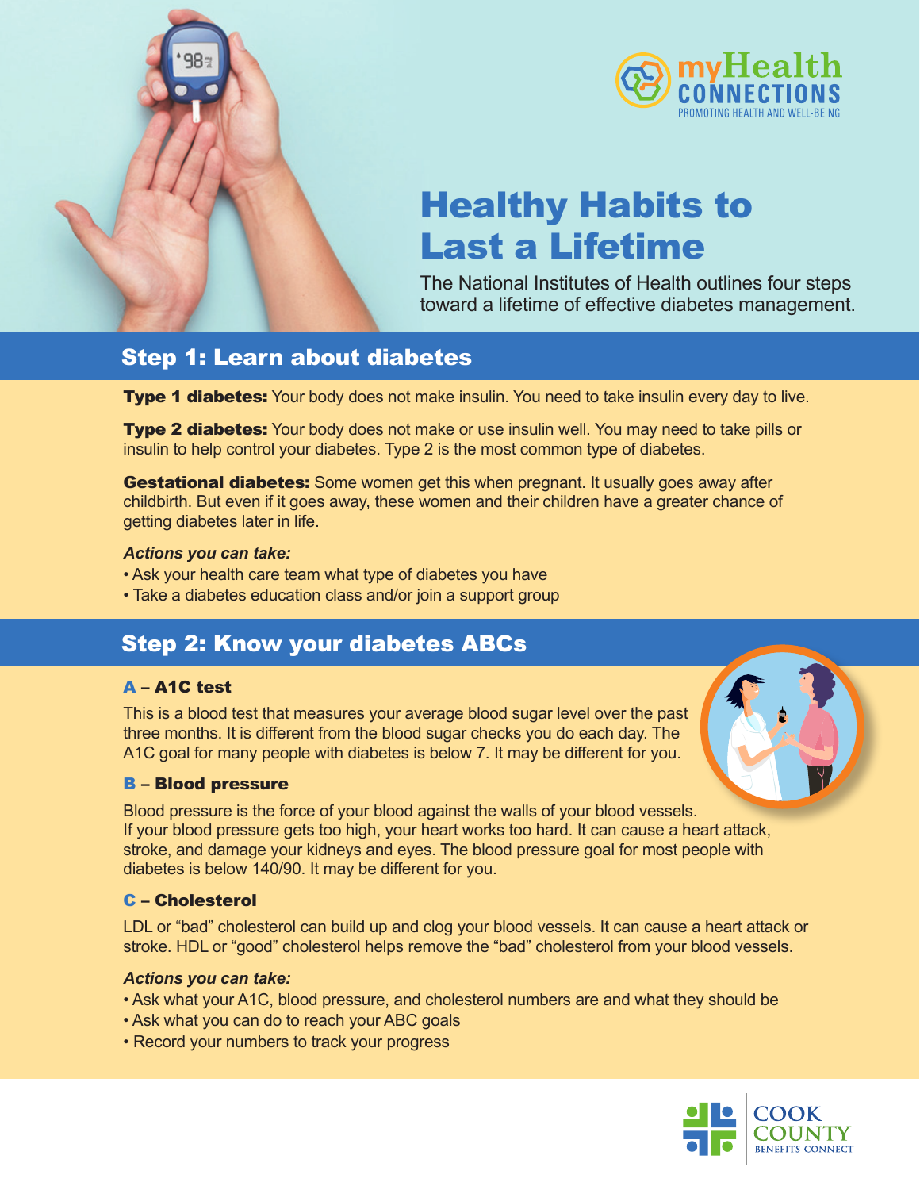myHealth CONNECTIONS
PROMOTING HEALTH AND WELL-BEING

# Healthy Habits to Last a Lifetime

The National Institutes of Health outlines four steps toward a lifetime of effective diabetes management.

## Step 1: Learn about diabetes

**Type 1 diabetes:** Your body does not make insulin. You need to take insulin every day to live.

**Type 2 diabetes:** Your body does not make or use insulin well. You may need to take pills or insulin to help control your diabetes. Type 2 is the most common type of diabetes.

**Gestational diabetes:** Some women get this when pregnant. It usually goes away after childbirth. But even if it goes away, these women and their children have a greater chance of getting diabetes later in life.

***Actions you can take:***

- Ask your health care team what type of diabetes you have
- Take a diabetes education class and/or join a support group

## Step 2: Know your diabetes ABCs

### A – A1C test

This is a blood test that measures your average blood sugar level over the past three months. It is different from the blood sugar checks you do each day. The A1C goal for many people with diabetes is below 7. It may be different for you.

### B – Blood pressure

Blood pressure is the force of your blood against the walls of your blood vessels. If your blood pressure gets too high, your heart works too hard. It can cause a heart attack, stroke, and damage your kidneys and eyes. The blood pressure goal for most people with diabetes is below 140/90. It may be different for you.

### C – Cholesterol

LDL or "bad" cholesterol can build up and clog your blood vessels. It can cause a heart attack or stroke. HDL or "good" cholesterol helps remove the "bad" cholesterol from your blood vessels.

***Actions you can take:***

- Ask what your A1C, blood pressure, and cholesterol numbers are and what they should be
- Ask what you can do to reach your ABC goals
- Record your numbers to track your progress

COOK COUNTY BENEFITS CONNECT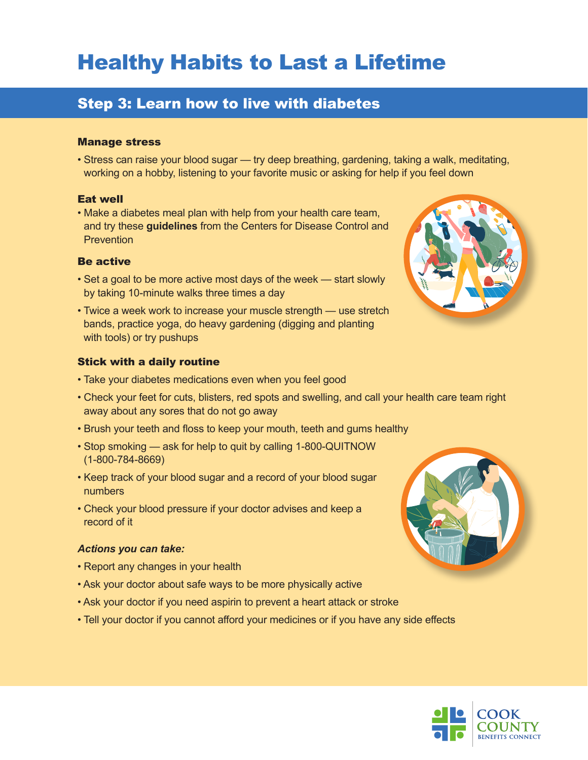# Healthy Habits to Last a Lifetime

## Step 3: Learn how to live with diabetes

### Manage stress

- Stress can raise your blood sugar — try deep breathing, gardening, taking a walk, meditating, working on a hobby, listening to your favorite music or asking for help if you feel down

### Eat well

- Make a diabetes meal plan with help from your health care team, and try these **guidelines** from the Centers for Disease Control and Prevention

### Be active

- Set a goal to be more active most days of the week — start slowly by taking 10-minute walks three times a day
- Twice a week work to increase your muscle strength — use stretch bands, practice yoga, do heavy gardening (digging and planting with tools) or try pushups

### Stick with a daily routine

- Take your diabetes medications even when you feel good
- Check your feet for cuts, blisters, red spots and swelling, and call your health care team right away about any sores that do not go away
- Brush your teeth and floss to keep your mouth, teeth and gums healthy
- Stop smoking — ask for help to quit by calling 1-800-QUITNOW (1-800-784-8669)
- Keep track of your blood sugar and a record of your blood sugar numbers
- Check your blood pressure if your doctor advises and keep a record of it

***Actions you can take:***

- Report any changes in your health
- Ask your doctor about safe ways to be more physically active
- Ask your doctor if you need aspirin to prevent a heart attack or stroke
- Tell your doctor if you cannot afford your medicines or if you have any side effects

COOK COUNTY BENEFITS CONNECT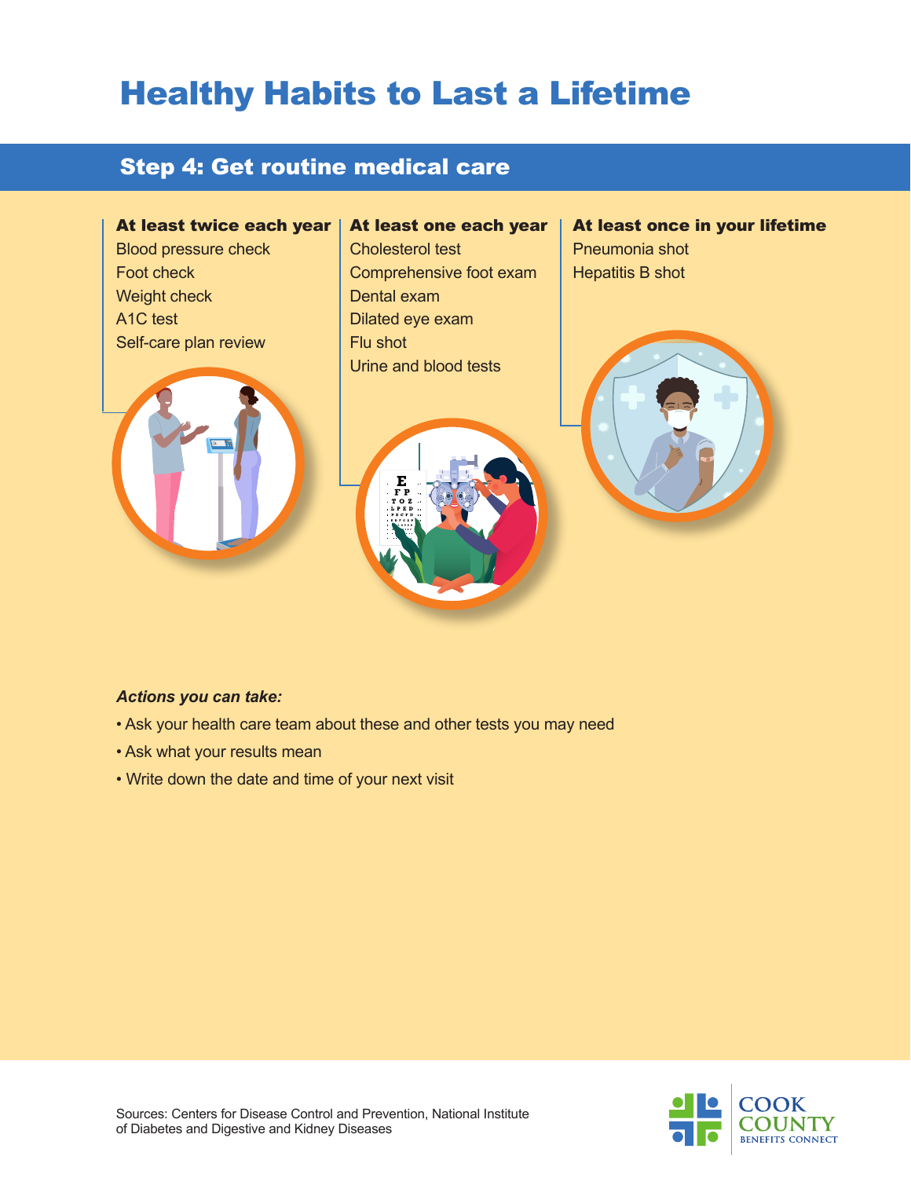# Healthy Habits to Last a Lifetime

## Step 4: Get routine medical care

**At least twice each year**

Blood pressure check
Foot check
Weight check
A1C test
Self-care plan review

**At least one each year**

Cholesterol test
Comprehensive foot exam
Dental exam
Dilated eye exam
Flu shot
Urine and blood tests

**At least once in your lifetime**

Pneumonia shot
Hepatitis B shot

***Actions you can take:***

- Ask your health care team about these and other tests you may need
- Ask what your results mean
- Write down the date and time of your next visit

Sources: Centers for Disease Control and Prevention, National Institute of Diabetes and Digestive and Kidney Diseases

COOK COUNTY BENEFITS CONNECT